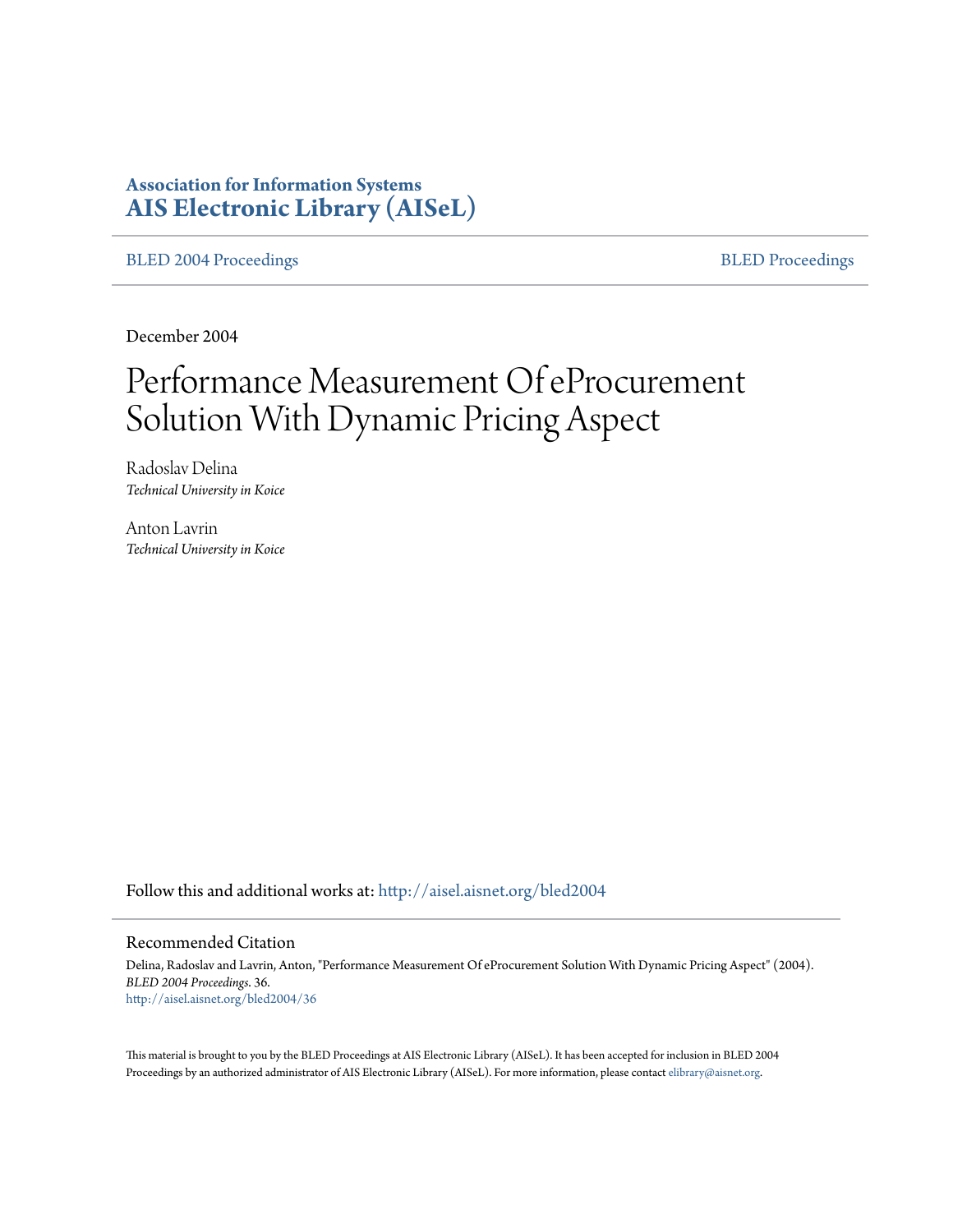**Association for Information Systems**
**AIS Electronic Library (AISeL)**

BLED 2004 Proceedings | BLED Proceedings

December 2004

# Performance Measurement Of eProcurement Solution With Dynamic Pricing Aspect

Radoslav Delina
*Technical University in Koice*

Anton Lavrin
*Technical University in Koice*

Follow this and additional works at: http://aisel.aisnet.org/bled2004

## Recommended Citation

Delina, Radoslav and Lavrin, Anton, "Performance Measurement Of eProcurement Solution With Dynamic Pricing Aspect" (2004). *BLED 2004 Proceedings*. 36.
http://aisel.aisnet.org/bled2004/36

This material is brought to you by the BLED Proceedings at AIS Electronic Library (AISeL). It has been accepted for inclusion in BLED 2004 Proceedings by an authorized administrator of AIS Electronic Library (AISeL). For more information, please contact elibrary@aisnet.org.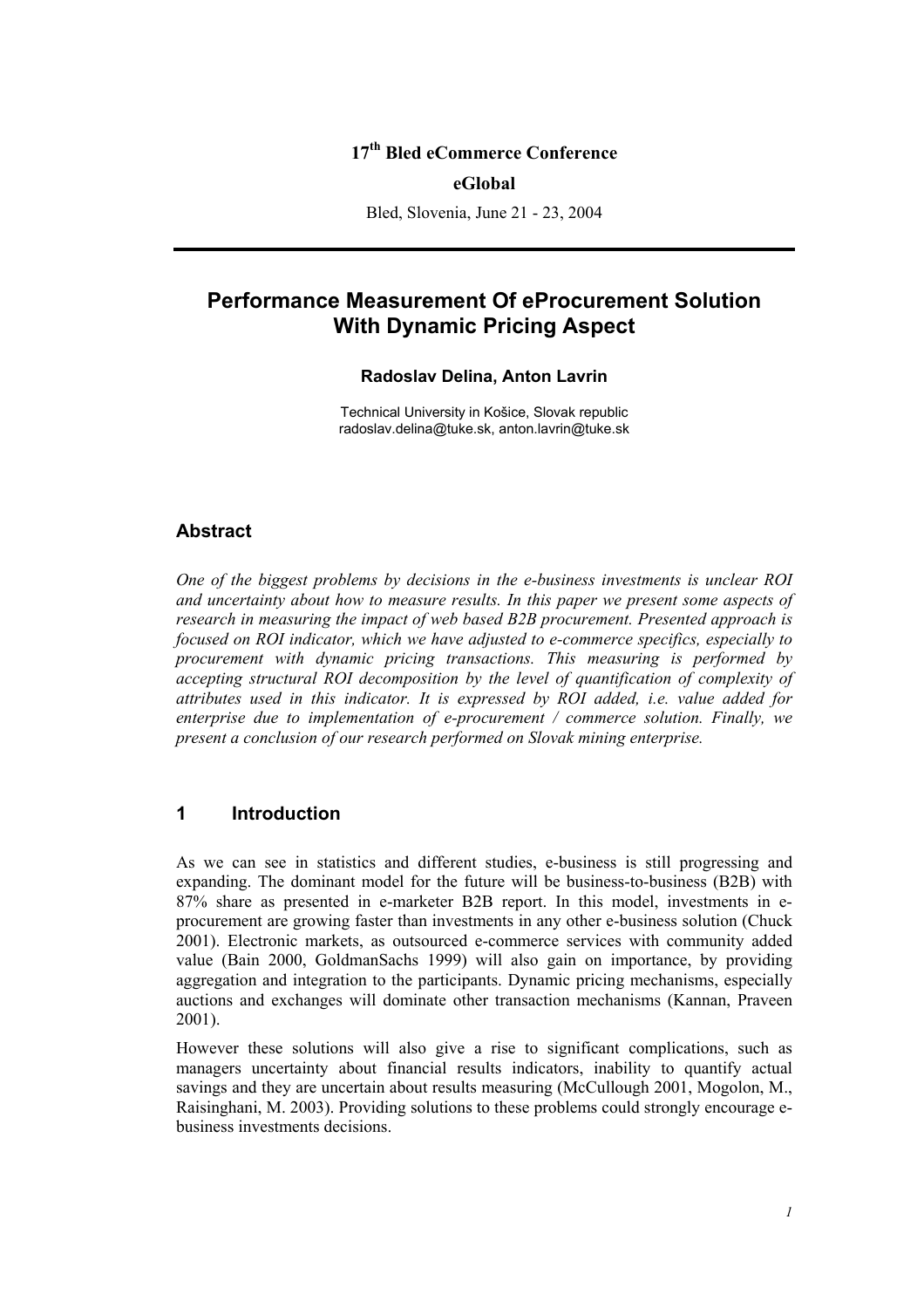17th Bled eCommerce Conference

**eGlobal**

Bled, Slovenia, June 21 - 23, 2004

# Performance Measurement Of eProcurement Solution With Dynamic Pricing Aspect

**Radoslav Delina, Anton Lavrin**

Technical University in Košice, Slovak republic
radoslav.delina@tuke.sk, anton.lavrin@tuke.sk

## Abstract

*One of the biggest problems by decisions in the e-business investments is unclear ROI and uncertainty about how to measure results. In this paper we present some aspects of research in measuring the impact of web based B2B procurement. Presented approach is focused on ROI indicator, which we have adjusted to e-commerce specifics, especially to procurement with dynamic pricing transactions. This measuring is performed by accepting structural ROI decomposition by the level of quantification of complexity of attributes used in this indicator. It is expressed by ROI added, i.e. value added for enterprise due to implementation of e-procurement / commerce solution. Finally, we present a conclusion of our research performed on Slovak mining enterprise.*

## 1 Introduction

As we can see in statistics and different studies, e-business is still progressing and expanding. The dominant model for the future will be business-to-business (B2B) with 87% share as presented in e-marketer B2B report. In this model, investments in e-procurement are growing faster than investments in any other e-business solution (Chuck 2001). Electronic markets, as outsourced e-commerce services with community added value (Bain 2000, GoldmanSachs 1999) will also gain on importance, by providing aggregation and integration to the participants. Dynamic pricing mechanisms, especially auctions and exchanges will dominate other transaction mechanisms (Kannan, Praveen 2001).

However these solutions will also give a rise to significant complications, such as managers uncertainty about financial results indicators, inability to quantify actual savings and they are uncertain about results measuring (McCullough 2001, Mogolon, M., Raisinghani, M. 2003). Providing solutions to these problems could strongly encourage e-business investments decisions.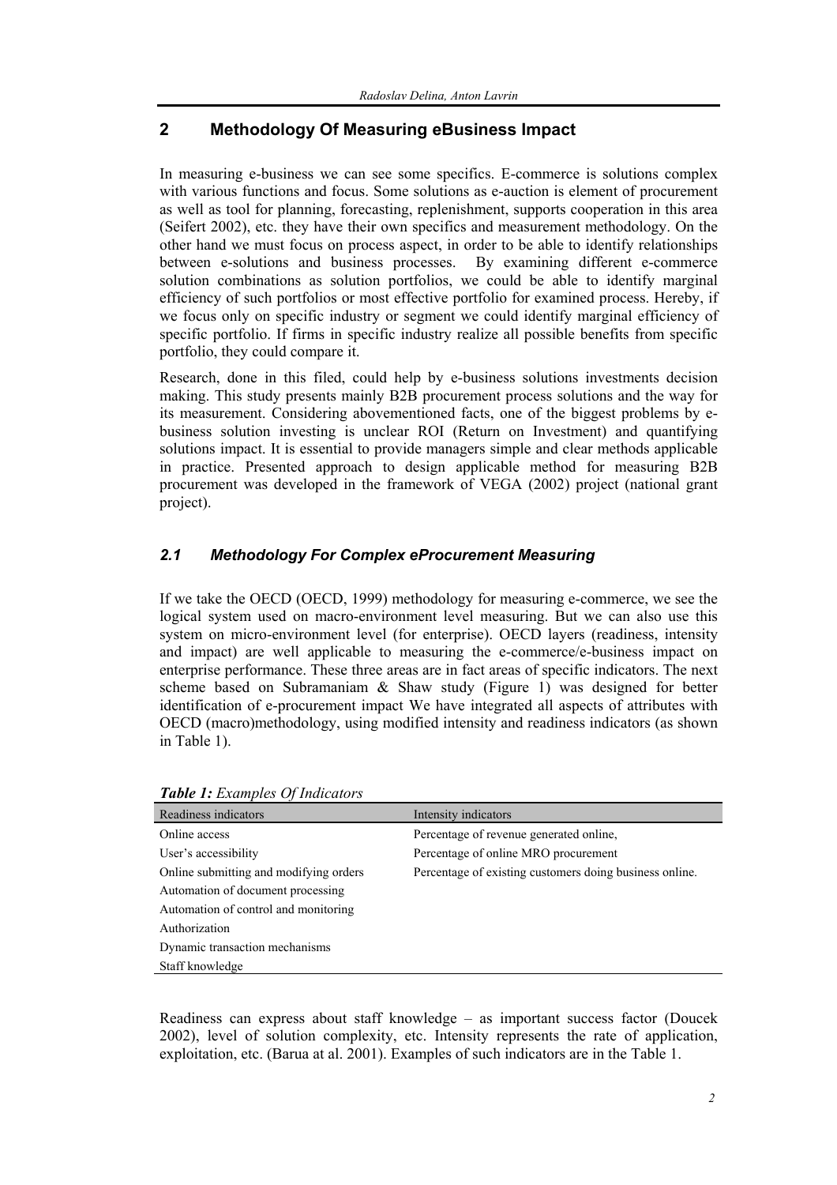## 2 Methodology Of Measuring eBusiness Impact

In measuring e-business we can see some specifics. E-commerce is solutions complex with various functions and focus. Some solutions as e-auction is element of procurement as well as tool for planning, forecasting, replenishment, supports cooperation in this area (Seifert 2002), etc. they have their own specifics and measurement methodology. On the other hand we must focus on process aspect, in order to be able to identify relationships between e-solutions and business processes. By examining different e-commerce solution combinations as solution portfolios, we could be able to identify marginal efficiency of such portfolios or most effective portfolio for examined process. Hereby, if we focus only on specific industry or segment we could identify marginal efficiency of specific portfolio. If firms in specific industry realize all possible benefits from specific portfolio, they could compare it.

Research, done in this filed, could help by e-business solutions investments decision making. This study presents mainly B2B procurement process solutions and the way for its measurement. Considering abovementioned facts, one of the biggest problems by e-business solution investing is unclear ROI (Return on Investment) and quantifying solutions impact. It is essential to provide managers simple and clear methods applicable in practice. Presented approach to design applicable method for measuring B2B procurement was developed in the framework of VEGA (2002) project (national grant project).

### *2.1 Methodology For Complex eProcurement Measuring*

If we take the OECD (OECD, 1999) methodology for measuring e-commerce, we see the logical system used on macro-environment level measuring. But we can also use this system on micro-environment level (for enterprise). OECD layers (readiness, intensity and impact) are well applicable to measuring the e-commerce/e-business impact on enterprise performance. These three areas are in fact areas of specific indicators. The next scheme based on Subramaniam & Shaw study (Figure 1) was designed for better identification of e-procurement impact We have integrated all aspects of attributes with OECD (macro)methodology, using modified intensity and readiness indicators (as shown in Table 1).

***Table 1:*** *Examples Of Indicators*

| Readiness indicators | Intensity indicators |
|---|---|
| Online access | Percentage of revenue generated online, |
| User's accessibility | Percentage of online MRO procurement |
| Online submitting and modifying orders | Percentage of existing customers doing business online. |
| Automation of document processing | |
| Automation of control and monitoring | |
| Authorization | |
| Dynamic transaction mechanisms | |
| Staff knowledge | |

Readiness can express about staff knowledge – as important success factor (Doucek 2002), level of solution complexity, etc. Intensity represents the rate of application, exploitation, etc. (Barua at al. 2001). Examples of such indicators are in the Table 1.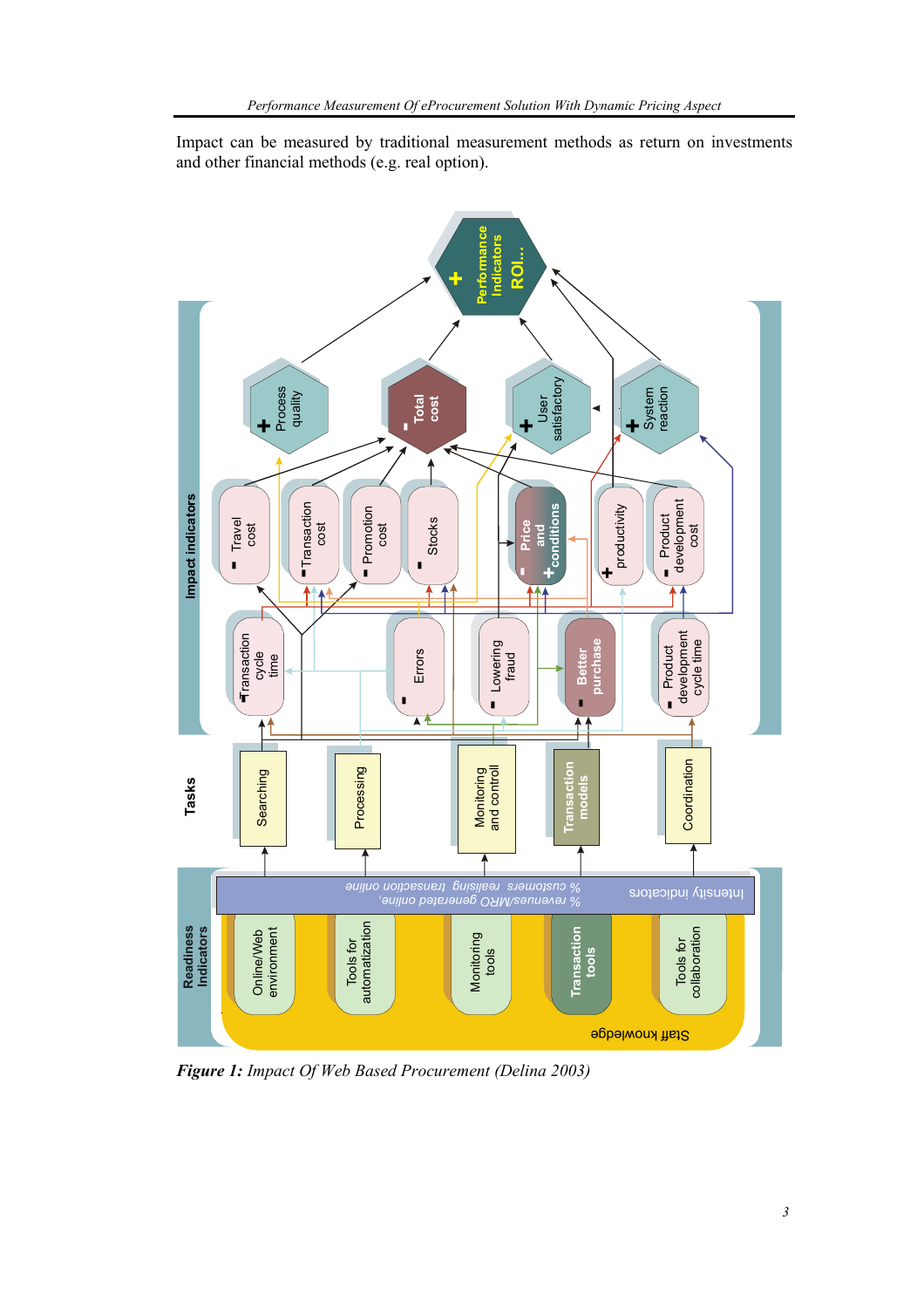Impact can be measured by traditional measurement methods as return on investments and other financial methods (e.g. real option).

Performance Indicators ROI...

Process quality

Total cost

User satisfactory

System reaction

Impact indicators

Travel cost

Transaction cost

Promotion cost

Stocks

Price and conditions

productivity

Product development cost

Transaction cycle time

Errors

Lowering fraud

Better purchase

Product development cycle time

Tasks

Searching

Processing

Monitoring and control

Transaction models

Coordination

Readiness Indicators

Intensity indicators

% revenues/MRO generated online,

% customers realising transaction online

Online/Web environment

Tools for automatization

Monitoring tools

Transaction tools

Tools for collaboration

Staff knowledge

***Figure 1:*** *Impact Of Web Based Procurement (Delina 2003)*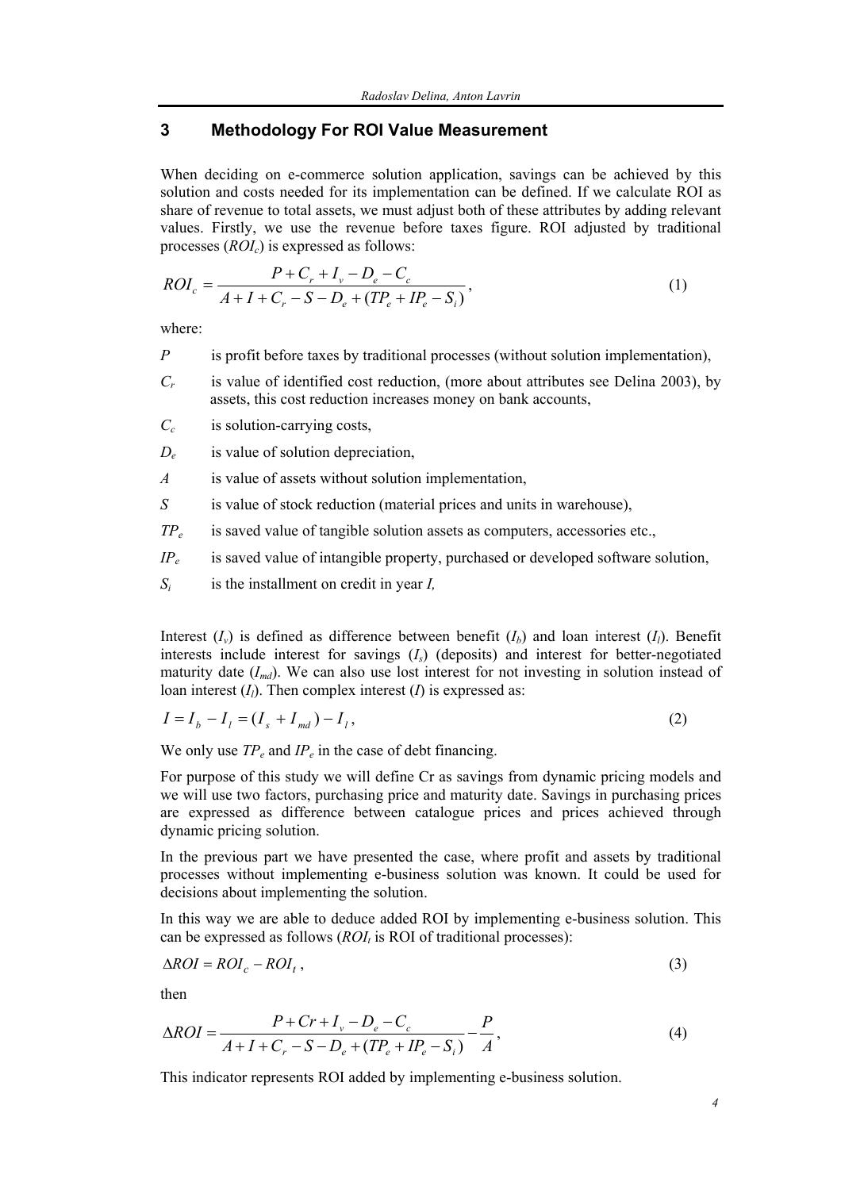## 3 Methodology For ROI Value Measurement

When deciding on e-commerce solution application, savings can be achieved by this solution and costs needed for its implementation can be defined. If we calculate ROI as share of revenue to total assets, we must adjust both of these attributes by adding relevant values. Firstly, we use the revenue before taxes figure. ROI adjusted by traditional processes ($ROI_c$) is expressed as follows:

$$ROI_c = \frac{P + C_r + I_v - D_e - C_c}{A + I + C_r - S - D_e + (TP_e + IP_e - S_i)}, \tag{1}$$

where:

- $P$ is profit before taxes by traditional processes (without solution implementation),
- $C_r$ is value of identified cost reduction, (more about attributes see Delina 2003), by assets, this cost reduction increases money on bank accounts,
- $C_c$ is solution-carrying costs,
- $D_e$ is value of solution depreciation,
- $A$ is value of assets without solution implementation,
- $S$ is value of stock reduction (material prices and units in warehouse),
- $TP_e$ is saved value of tangible solution assets as computers, accessories etc.,
- $IP_e$ is saved value of intangible property, purchased or developed software solution,
- $S_i$ is the installment on credit in year *I,*

Interest ($I_v$) is defined as difference between benefit ($I_b$) and loan interest ($I_l$). Benefit interests include interest for savings ($I_s$) (deposits) and interest for better-negotiated maturity date ($I_{md}$). We can also use lost interest for not investing in solution instead of loan interest ($I_l$). Then complex interest ($I$) is expressed as:

$$I = I_b - I_l = (I_s + I_{md}) - I_l, \tag{2}$$

We only use $TP_e$ and $IP_e$ in the case of debt financing.

For purpose of this study we will define Cr as savings from dynamic pricing models and we will use two factors, purchasing price and maturity date. Savings in purchasing prices are expressed as difference between catalogue prices and prices achieved through dynamic pricing solution.

In the previous part we have presented the case, where profit and assets by traditional processes without implementing e-business solution was known. It could be used for decisions about implementing the solution.

In this way we are able to deduce added ROI by implementing e-business solution. This can be expressed as follows ($ROI_t$ is ROI of traditional processes):

$$\Delta ROI = ROI_c - ROI_t, \tag{3}$$

then

$$\Delta ROI = \frac{P + Cr + I_v - D_e - C_c}{A + I + C_r - S - D_e + (TP_e + IP_e - S_i)} - \frac{P}{A}, \tag{4}$$

This indicator represents ROI added by implementing e-business solution.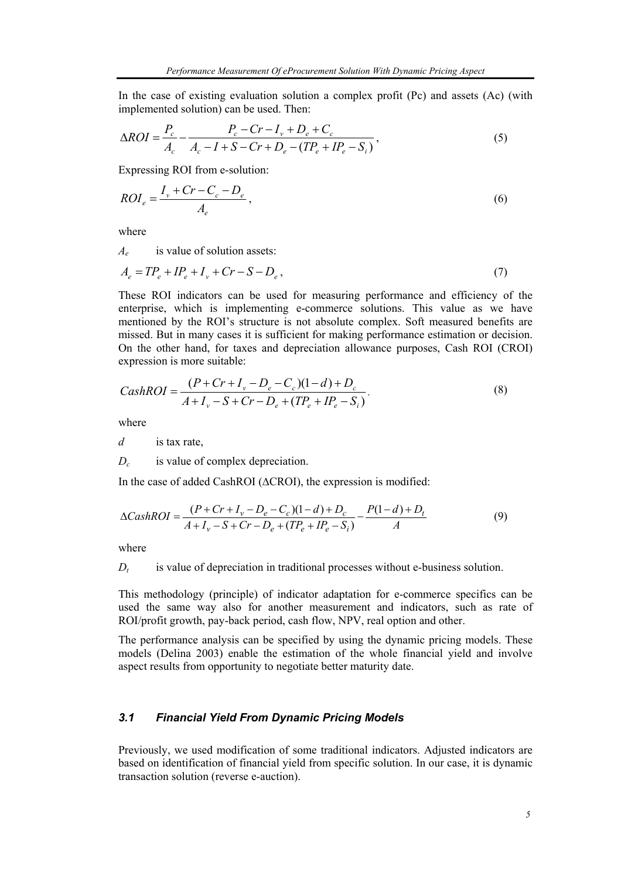In the case of existing evaluation solution a complex profit (Pc) and assets (Ac) (with implemented solution) can be used. Then:

$$\Delta ROI = \frac{P_c}{A_c} - \frac{P_c - Cr - I_v + D_e + C_c}{A_c - I + S - Cr + D_e - (TP_e + IP_e - S_i)}, \tag{5}$$

Expressing ROI from e-solution:

$$ROI_e = \frac{I_v + Cr - C_c - D_e}{A_e}, \tag{6}$$

where

$A_e$ is value of solution assets:

$$A_e = TP_e + IP_e + I_v + Cr - S - D_e, \tag{7}$$

These ROI indicators can be used for measuring performance and efficiency of the enterprise, which is implementing e-commerce solutions. This value as we have mentioned by the ROI's structure is not absolute complex. Soft measured benefits are missed. But in many cases it is sufficient for making performance estimation or decision. On the other hand, for taxes and depreciation allowance purposes, Cash ROI (CROI) expression is more suitable:

$$CashROI = \frac{(P + Cr + I_v - D_e - C_c)(1-d) + D_c}{A + I_v - S + Cr - D_e + (TP_e + IP_e - S_i)}. \tag{8}$$

where

$d$ is tax rate,

$D_c$ is value of complex depreciation.

In the case of added CashROI (ΔCROI), the expression is modified:

$$\Delta CashROI = \frac{(P + Cr + I_v - D_e - C_c)(1-d) + D_c}{A + I_v - S + Cr - D_e + (TP_e + IP_e - S_i)} - \frac{P(1-d) + D_t}{A} \tag{9}$$

where

$D_t$ is value of depreciation in traditional processes without e-business solution.

This methodology (principle) of indicator adaptation for e-commerce specifics can be used the same way also for another measurement and indicators, such as rate of ROI/profit growth, pay-back period, cash flow, NPV, real option and other.

The performance analysis can be specified by using the dynamic pricing models. These models (Delina 2003) enable the estimation of the whole financial yield and involve aspect results from opportunity to negotiate better maturity date.

### *3.1 Financial Yield From Dynamic Pricing Models*

Previously, we used modification of some traditional indicators. Adjusted indicators are based on identification of financial yield from specific solution. In our case, it is dynamic transaction solution (reverse e-auction).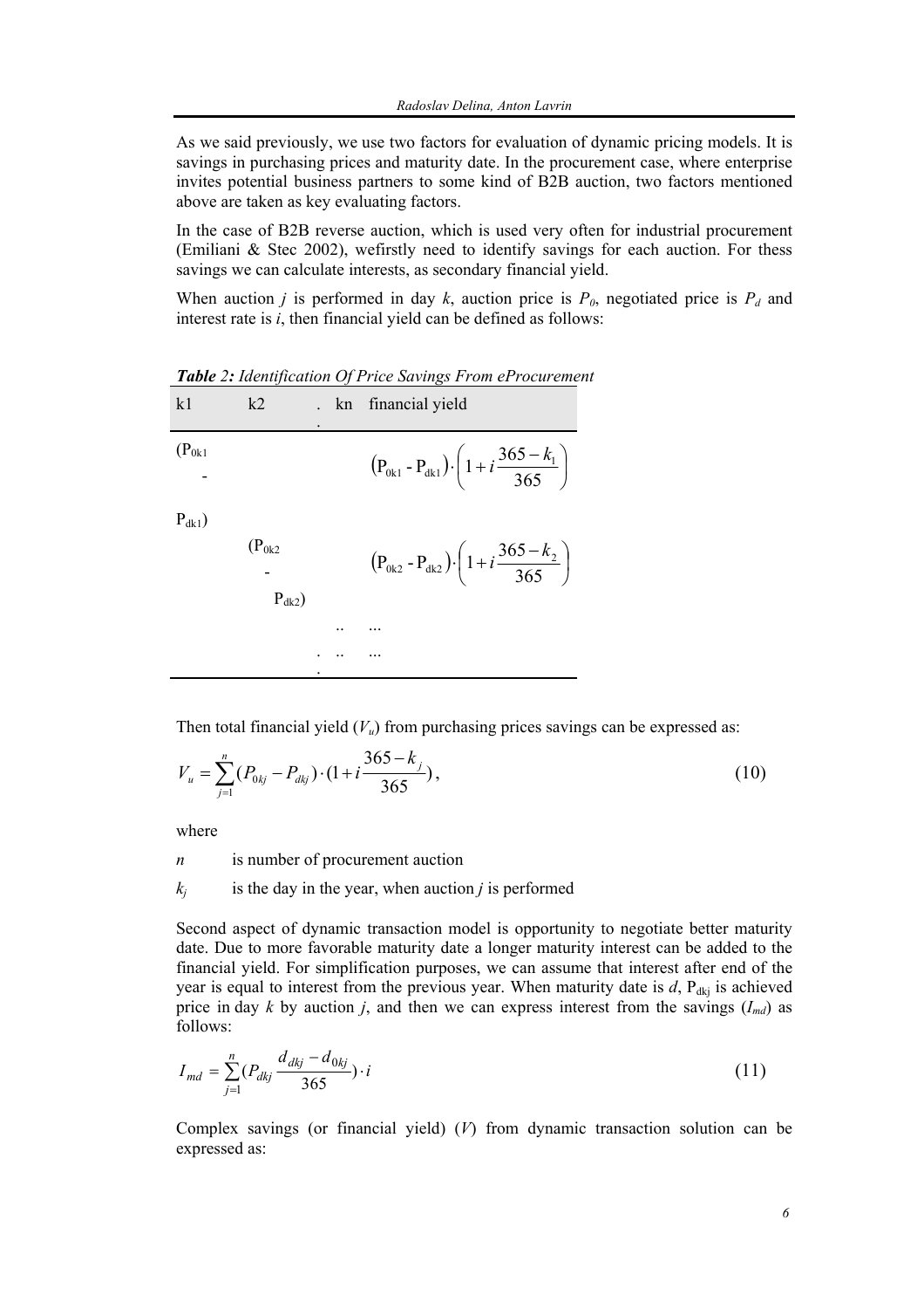As we said previously, we use two factors for evaluation of dynamic pricing models. It is savings in purchasing prices and maturity date. In the procurement case, where enterprise invites potential business partners to some kind of B2B auction, two factors mentioned above are taken as key evaluating factors.

In the case of B2B reverse auction, which is used very often for industrial procurement (Emiliani & Stec 2002), wefirstly need to identify savings for each auction. For thess savings we can calculate interests, as secondary financial yield.

When auction $j$ is performed in day $k$, auction price is $P_0$, negotiated price is $P_d$ and interest rate is $i$, then financial yield can be defined as follows:

***Table** 2: Identification Of Price Savings From eProcurement*

| k1 | k2 | ... | kn | financial yield |
|---|---|---|---|---|
| $(P_{0k1} - P_{dk1})$ | | | | $(P_{0k1} - P_{dk1}) \cdot \left(1 + i\frac{365 - k_1}{365}\right)$ |
| | $(P_{0k2} - P_{dk2})$ | | | $(P_{0k2} - P_{dk2}) \cdot \left(1 + i\frac{365 - k_2}{365}\right)$ |
| | | | .. | ... |
| | | ... | .. | ... |

Then total financial yield ($V_u$) from purchasing prices savings can be expressed as:

$$V_u = \sum_{j=1}^{n} (P_{0kj} - P_{dkj}) \cdot (1 + i\frac{365 - k_j}{365}), \tag{10}$$

where

$n$ is number of procurement auction

$k_j$ is the day in the year, when auction $j$ is performed

Second aspect of dynamic transaction model is opportunity to negotiate better maturity date. Due to more favorable maturity date a longer maturity interest can be added to the financial yield. For simplification purposes, we can assume that interest after end of the year is equal to interest from the previous year. When maturity date is $d$, $P_{dkj}$ is achieved price in day $k$ by auction $j$, and then we can express interest from the savings ($I_{md}$) as follows:

$$I_{md} = \sum_{j=1}^{n} (P_{dkj} \frac{d_{dkj} - d_{0kj}}{365}) \cdot i \tag{11}$$

Complex savings (or financial yield) ($V$) from dynamic transaction solution can be expressed as: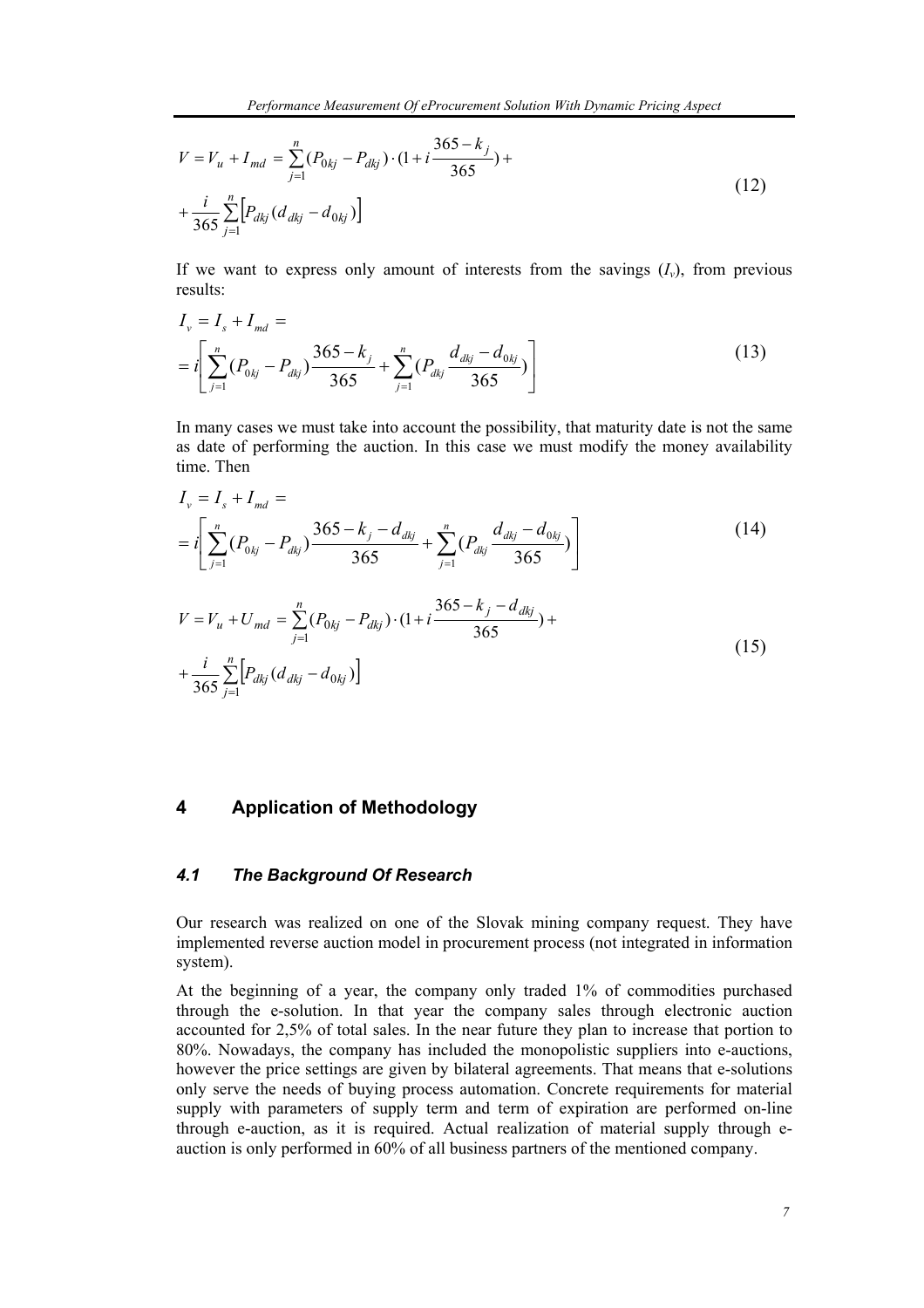$$V = V_u + I_{md} = \sum_{j=1}^{n} (P_{0kj} - P_{dkj}) \cdot (1 + i \frac{365 - k_j}{365}) + \\ + \frac{i}{365} \sum_{j=1}^{n} \left[ P_{dkj} (d_{dkj} - d_{0kj}) \right] \tag{12}$$

If we want to express only amount of interests from the savings ($I_v$), from previous results:

$$I_v = I_s + I_{md} = \\ = i \left[ \sum_{j=1}^{n} (P_{0kj} - P_{dkj}) \frac{365 - k_j}{365} + \sum_{j=1}^{n} (P_{dkj} \frac{d_{dkj} - d_{0kj}}{365}) \right] \tag{13}$$

In many cases we must take into account the possibility, that maturity date is not the same as date of performing the auction. In this case we must modify the money availability time. Then

$$I_v = I_s + I_{md} = \\ = i \left[ \sum_{j=1}^{n} (P_{0kj} - P_{dkj}) \frac{365 - k_j - d_{dkj}}{365} + \sum_{j=1}^{n} (P_{dkj} \frac{d_{dkj} - d_{0kj}}{365}) \right] \tag{14}$$

$$V = V_u + U_{md} = \sum_{j=1}^{n} (P_{0kj} - P_{dkj}) \cdot (1 + i \frac{365 - k_j - d_{dkj}}{365}) + \\ + \frac{i}{365} \sum_{j=1}^{n} \left[ P_{dkj} (d_{dkj} - d_{0kj}) \right] \tag{15}$$

## 4 Application of Methodology

### *4.1 The Background Of Research*

Our research was realized on one of the Slovak mining company request. They have implemented reverse auction model in procurement process (not integrated in information system).

At the beginning of a year, the company only traded 1% of commodities purchased through the e-solution. In that year the company sales through electronic auction accounted for 2,5% of total sales. In the near future they plan to increase that portion to 80%. Nowadays, the company has included the monopolistic suppliers into e-auctions, however the price settings are given by bilateral agreements. That means that e-solutions only serve the needs of buying process automation. Concrete requirements for material supply with parameters of supply term and term of expiration are performed on-line through e-auction, as it is required. Actual realization of material supply through e-auction is only performed in 60% of all business partners of the mentioned company.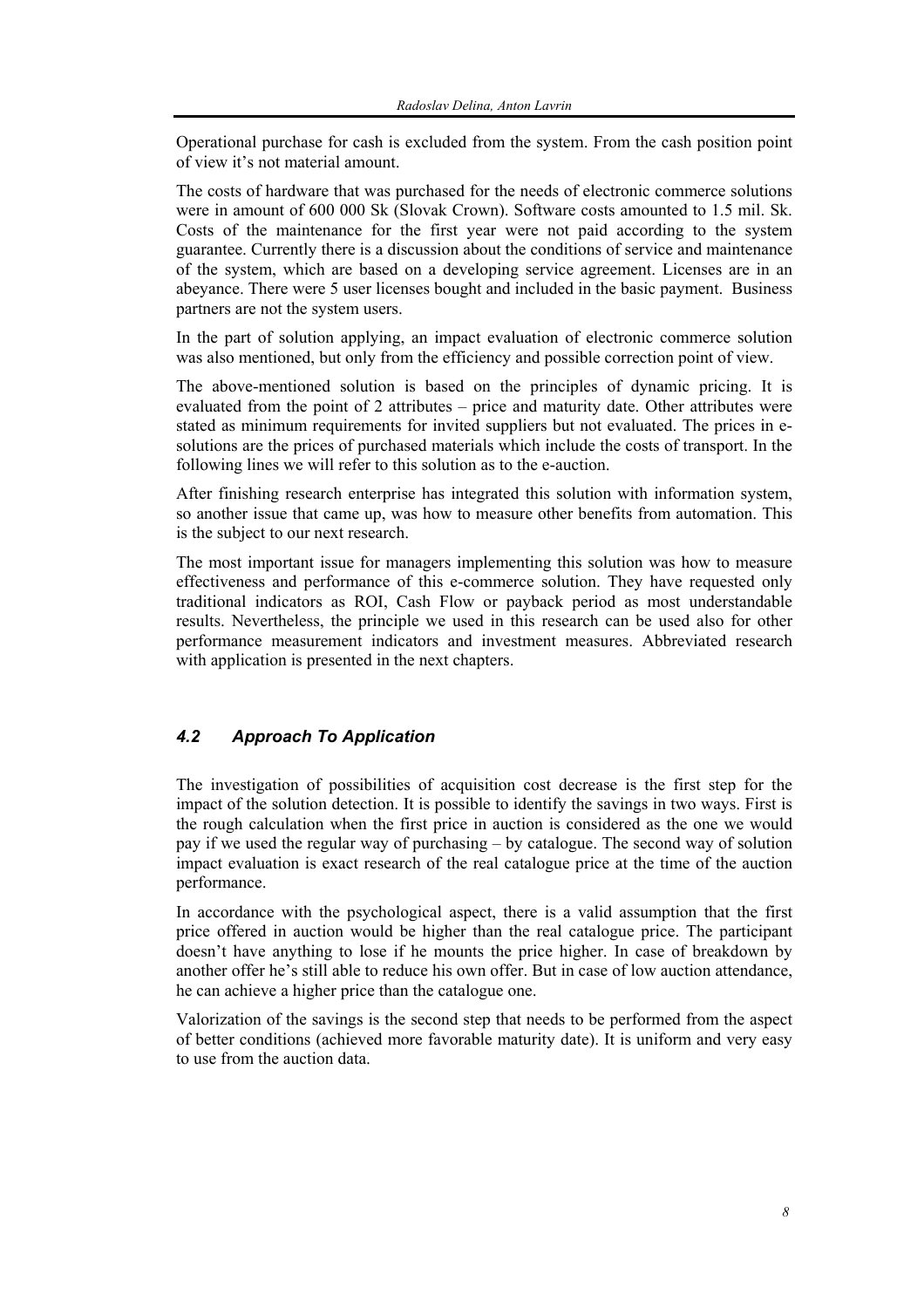Operational purchase for cash is excluded from the system. From the cash position point of view it's not material amount.

The costs of hardware that was purchased for the needs of electronic commerce solutions were in amount of 600 000 Sk (Slovak Crown). Software costs amounted to 1.5 mil. Sk. Costs of the maintenance for the first year were not paid according to the system guarantee. Currently there is a discussion about the conditions of service and maintenance of the system, which are based on a developing service agreement. Licenses are in an abeyance. There were 5 user licenses bought and included in the basic payment. Business partners are not the system users.

In the part of solution applying, an impact evaluation of electronic commerce solution was also mentioned, but only from the efficiency and possible correction point of view.

The above-mentioned solution is based on the principles of dynamic pricing. It is evaluated from the point of 2 attributes – price and maturity date. Other attributes were stated as minimum requirements for invited suppliers but not evaluated. The prices in e-solutions are the prices of purchased materials which include the costs of transport. In the following lines we will refer to this solution as to the e-auction.

After finishing research enterprise has integrated this solution with information system, so another issue that came up, was how to measure other benefits from automation. This is the subject to our next research.

The most important issue for managers implementing this solution was how to measure effectiveness and performance of this e-commerce solution. They have requested only traditional indicators as ROI, Cash Flow or payback period as most understandable results. Nevertheless, the principle we used in this research can be used also for other performance measurement indicators and investment measures. Abbreviated research with application is presented in the next chapters.

### *4.2 Approach To Application*

The investigation of possibilities of acquisition cost decrease is the first step for the impact of the solution detection. It is possible to identify the savings in two ways. First is the rough calculation when the first price in auction is considered as the one we would pay if we used the regular way of purchasing – by catalogue. The second way of solution impact evaluation is exact research of the real catalogue price at the time of the auction performance.

In accordance with the psychological aspect, there is a valid assumption that the first price offered in auction would be higher than the real catalogue price. The participant doesn't have anything to lose if he mounts the price higher. In case of breakdown by another offer he's still able to reduce his own offer. But in case of low auction attendance, he can achieve a higher price than the catalogue one.

Valorization of the savings is the second step that needs to be performed from the aspect of better conditions (achieved more favorable maturity date). It is uniform and very easy to use from the auction data.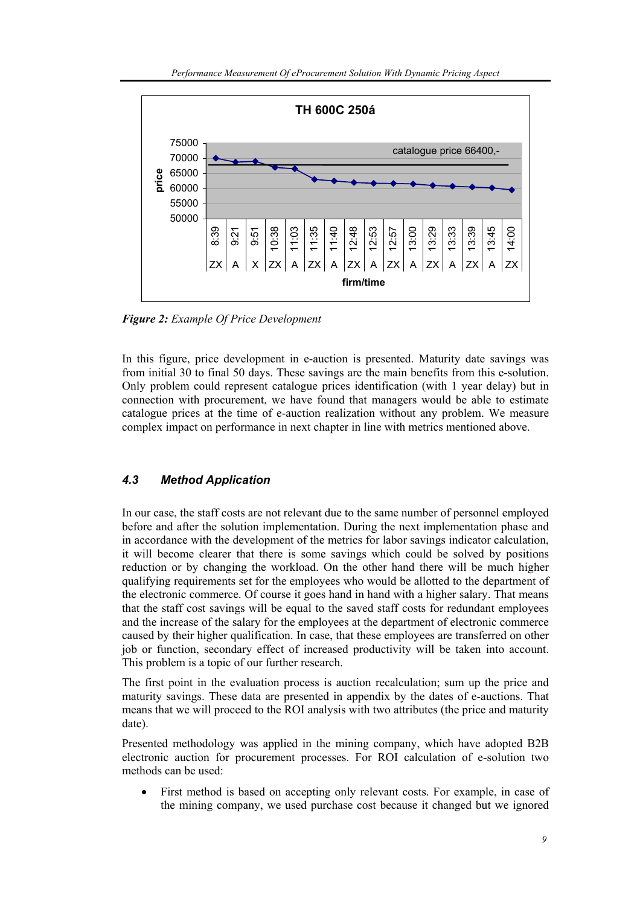TH 600C 250á

catalogue price 66400,-

price

75000
70000
65000
60000
55000
50000

8:39 ZX
9:21 A
9:51 X
10:38 ZX
11:03 A
11:35 ZX
11:40 A
12:48 ZX
12:53 A
12:57 ZX
13:00 A
13:29 ZX
13:33 A
13:39 ZX
13:45 A
14:00 ZX

firm/time

***Figure 2:*** *Example Of Price Development*

In this figure, price development in e-auction is presented. Maturity date savings was from initial 30 to final 50 days. These savings are the main benefits from this e-solution. Only problem could represent catalogue prices identification (with 1 year delay) but in connection with procurement, we have found that managers would be able to estimate catalogue prices at the time of e-auction realization without any problem. We measure complex impact on performance in next chapter in line with metrics mentioned above.

### 4.3 Method Application

In our case, the staff costs are not relevant due to the same number of personnel employed before and after the solution implementation. During the next implementation phase and in accordance with the development of the metrics for labor savings indicator calculation, it will become clearer that there is some savings which could be solved by positions reduction or by changing the workload. On the other hand there will be much higher qualifying requirements set for the employees who would be allotted to the department of the electronic commerce. Of course it goes hand in hand with a higher salary. That means that the staff cost savings will be equal to the saved staff costs for redundant employees and the increase of the salary for the employees at the department of electronic commerce caused by their higher qualification. In case, that these employees are transferred on other job or function, secondary effect of increased productivity will be taken into account. This problem is a topic of our further research.

The first point in the evaluation process is auction recalculation; sum up the price and maturity savings. These data are presented in appendix by the dates of e-auctions. That means that we will proceed to the ROI analysis with two attributes (the price and maturity date).

Presented methodology was applied in the mining company, which have adopted B2B electronic auction for procurement processes. For ROI calculation of e-solution two methods can be used:

- First method is based on accepting only relevant costs. For example, in case of the mining company, we used purchase cost because it changed but we ignored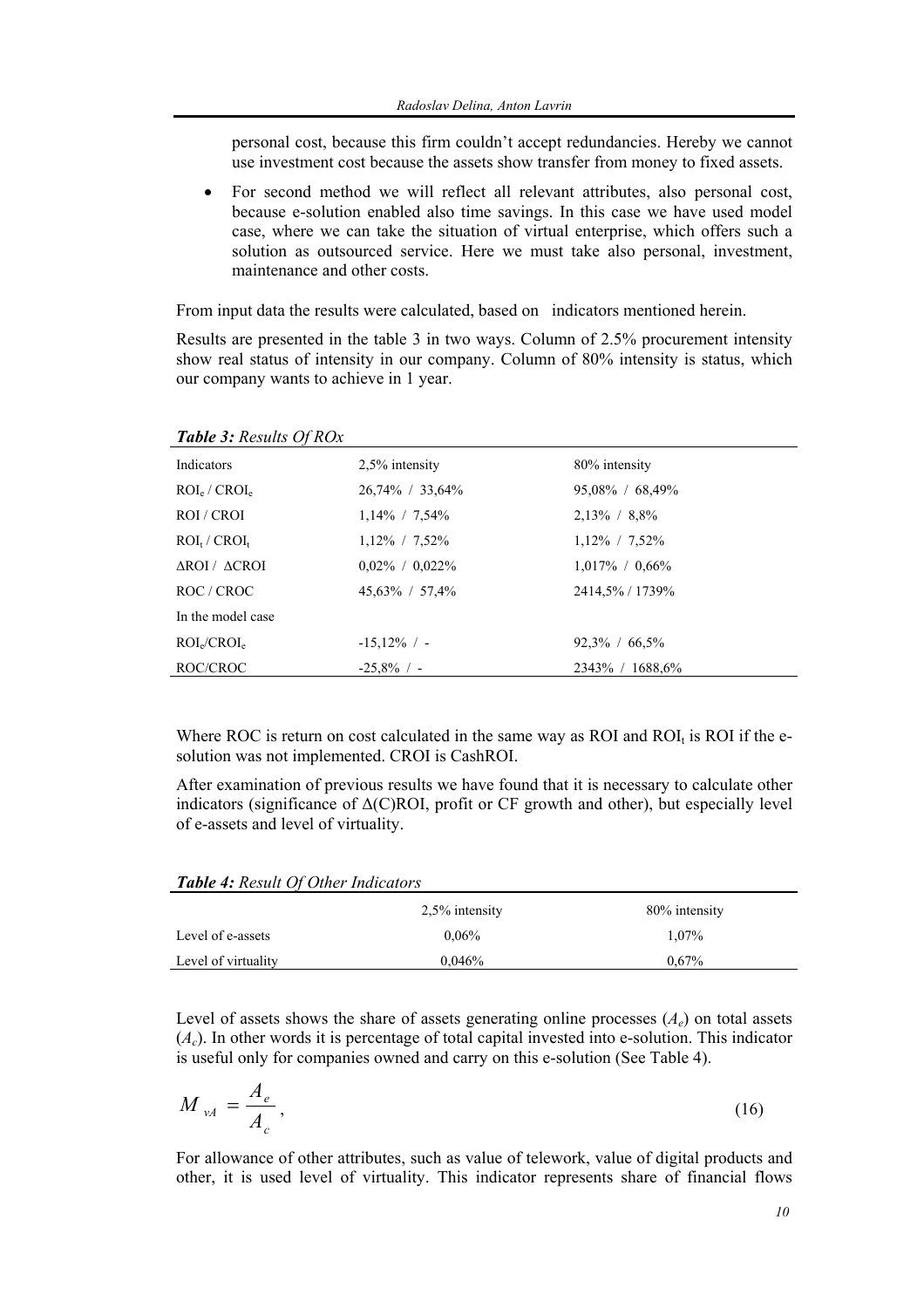personal cost, because this firm couldn't accept redundancies. Hereby we cannot use investment cost because the assets show transfer from money to fixed assets.

- For second method we will reflect all relevant attributes, also personal cost, because e-solution enabled also time savings. In this case we have used model case, where we can take the situation of virtual enterprise, which offers such a solution as outsourced service. Here we must take also personal, investment, maintenance and other costs.

From input data the results were calculated, based on indicators mentioned herein.

Results are presented in the table 3 in two ways. Column of 2.5% procurement intensity show real status of intensity in our company. Column of 80% intensity is status, which our company wants to achieve in 1 year.

***Table 3:*** *Results Of ROx*

| Indicators | 2,5% intensity | 80% intensity |
|---|---|---|
| $ROI_e$ / $CROI_e$ | 26,74% / 33,64% | 95,08% / 68,49% |
| ROI / CROI | 1,14% / 7,54% | 2,13% / 8,8% |
| $ROI_t$ / $CROI_t$ | 1,12% / 7,52% | 1,12% / 7,52% |
| $\Delta$ROI / $\Delta$CROI | 0,02% / 0,022% | 1,017% / 0,66% |
| ROC / CROC | 45,63% / 57,4% | 2414,5% / 1739% |
| In the model case | | |
| $ROI_e$/$CROI_e$ | -15,12% / - | 92,3% / 66,5% |
| ROC/CROC | -25,8% / - | 2343% / 1688,6% |

Where ROC is return on cost calculated in the same way as ROI and $ROI_t$ is ROI if the e-solution was not implemented. CROI is CashROI.

After examination of previous results we have found that it is necessary to calculate other indicators (significance of $\Delta$(C)ROI, profit or CF growth and other), but especially level of e-assets and level of virtuality.

***Table 4:*** *Result Of Other Indicators*

| | 2,5% intensity | 80% intensity |
|---|---|---|
| Level of e-assets | 0,06% | 1,07% |
| Level of virtuality | 0,046% | 0,67% |

Level of assets shows the share of assets generating online processes ($A_e$) on total assets ($A_c$). In other words it is percentage of total capital invested into e-solution. This indicator is useful only for companies owned and carry on this e-solution (See Table 4).

$$M_{vA} = \frac{A_e}{A_c}, \tag{16}$$

For allowance of other attributes, such as value of telework, value of digital products and other, it is used level of virtuality. This indicator represents share of financial flows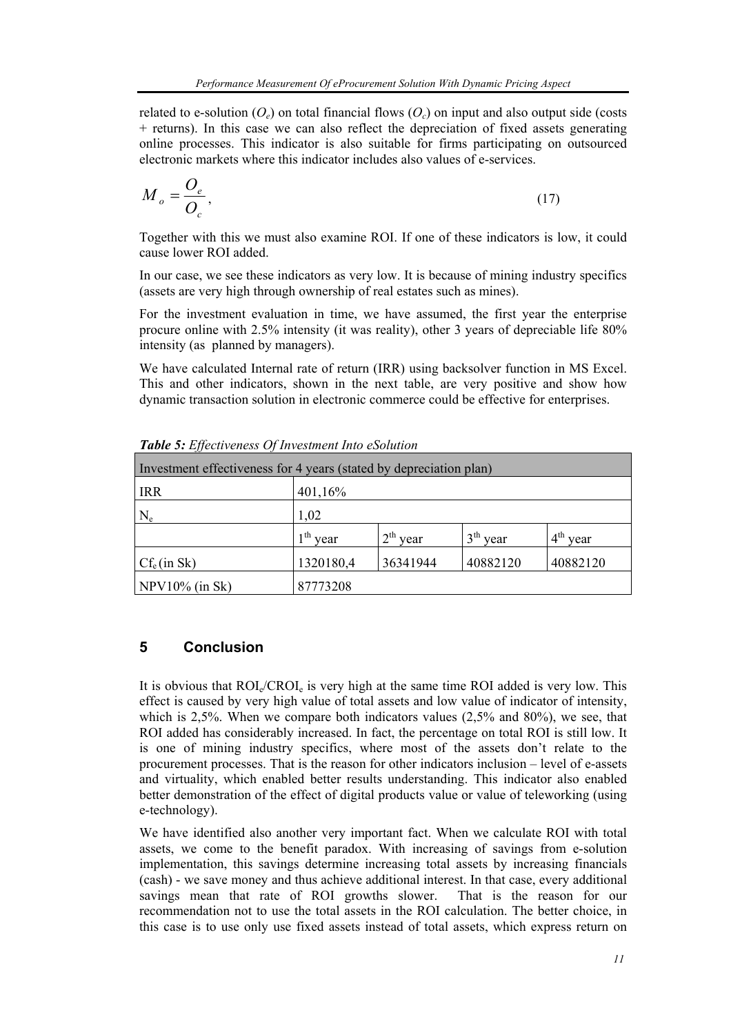related to e-solution ($O_e$) on total financial flows ($O_c$) on input and also output side (costs + returns). In this case we can also reflect the depreciation of fixed assets generating online processes. This indicator is also suitable for firms participating on outsourced electronic markets where this indicator includes also values of e-services.

$$M_o = \frac{O_e}{O_c}, \tag{17}$$

Together with this we must also examine ROI. If one of these indicators is low, it could cause lower ROI added.

In our case, we see these indicators as very low. It is because of mining industry specifics (assets are very high through ownership of real estates such as mines).

For the investment evaluation in time, we have assumed, the first year the enterprise procure online with 2.5% intensity (it was reality), other 3 years of depreciable life 80% intensity (as planned by managers).

We have calculated Internal rate of return (IRR) using backsolver function in MS Excel. This and other indicators, shown in the next table, are very positive and show how dynamic transaction solution in electronic commerce could be effective for enterprises.

***Table 5:*** *Effectiveness Of Investment Into eSolution*

| Investment effectiveness for 4 years (stated by depreciation plan) | | | | |
|---|---|---|---|---|
| IRR | 401,16% | | | |
| $N_e$ | 1,02 | | | |
| | 1th year | 2th year | 3th year | 4th year |
| $Cf_e$ (in Sk) | 1320180,4 | 36341944 | 40882120 | 40882120 |
| NPV10% (in Sk) | 87773208 | | | |

## 5 Conclusion

It is obvious that $ROI_e/CROI_e$ is very high at the same time ROI added is very low. This effect is caused by very high value of total assets and low value of indicator of intensity, which is 2,5%. When we compare both indicators values (2,5% and 80%), we see, that ROI added has considerably increased. In fact, the percentage on total ROI is still low. It is one of mining industry specifics, where most of the assets don't relate to the procurement processes. That is the reason for other indicators inclusion – level of e-assets and virtuality, which enabled better results understanding. This indicator also enabled better demonstration of the effect of digital products value or value of teleworking (using e-technology).

We have identified also another very important fact. When we calculate ROI with total assets, we come to the benefit paradox. With increasing of savings from e-solution implementation, this savings determine increasing total assets by increasing financials (cash) - we save money and thus achieve additional interest. In that case, every additional savings mean that rate of ROI growths slower. That is the reason for our recommendation not to use the total assets in the ROI calculation. The better choice, in this case is to use only use fixed assets instead of total assets, which express return on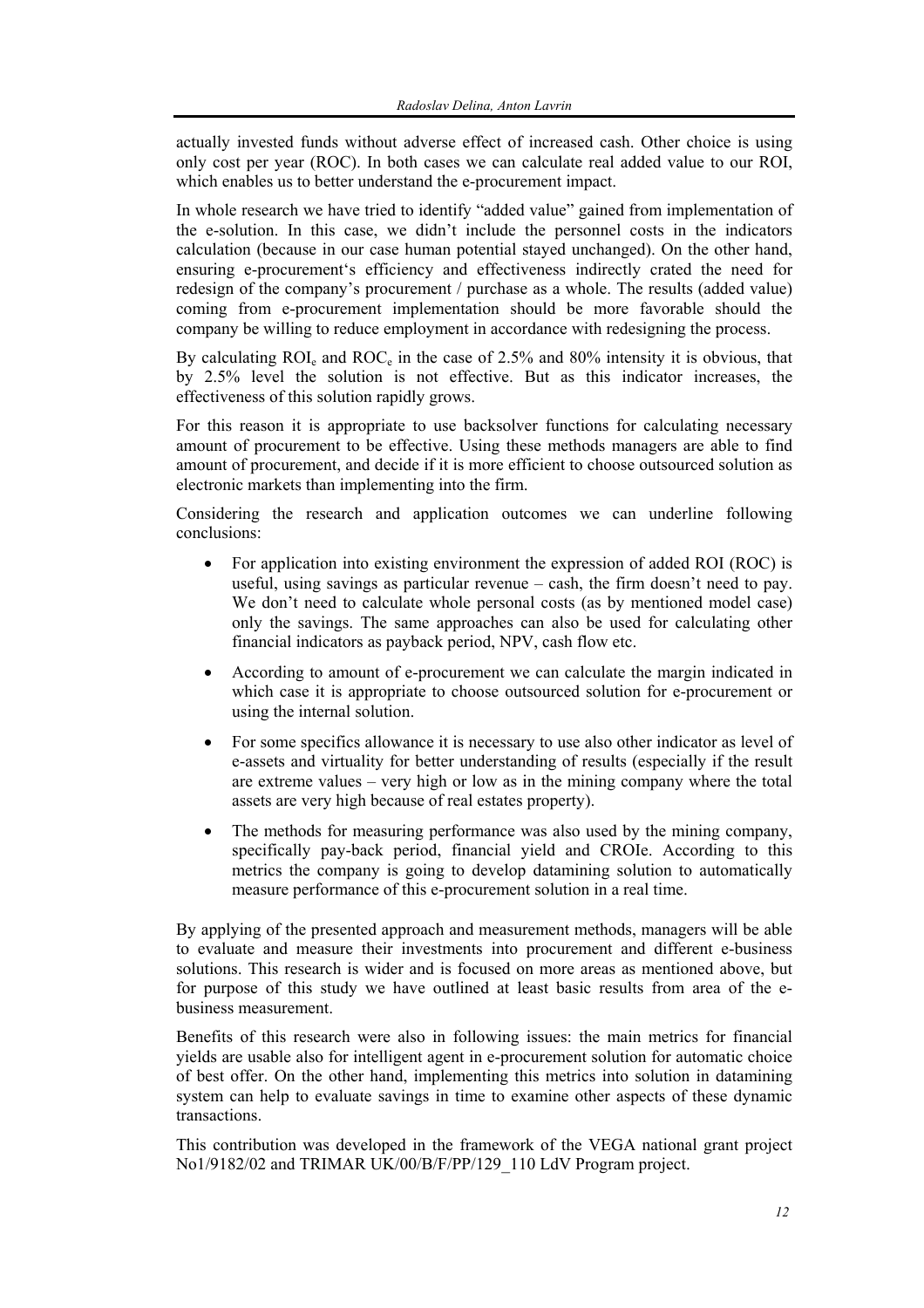actually invested funds without adverse effect of increased cash. Other choice is using only cost per year (ROC). In both cases we can calculate real added value to our ROI, which enables us to better understand the e-procurement impact.

In whole research we have tried to identify "added value" gained from implementation of the e-solution. In this case, we didn't include the personnel costs in the indicators calculation (because in our case human potential stayed unchanged). On the other hand, ensuring e-procurement's efficiency and effectiveness indirectly crated the need for redesign of the company's procurement / purchase as a whole. The results (added value) coming from e-procurement implementation should be more favorable should the company be willing to reduce employment in accordance with redesigning the process.

By calculating $ROI_e$ and $ROC_e$ in the case of 2.5% and 80% intensity it is obvious, that by 2.5% level the solution is not effective. But as this indicator increases, the effectiveness of this solution rapidly grows.

For this reason it is appropriate to use backsolver functions for calculating necessary amount of procurement to be effective. Using these methods managers are able to find amount of procurement, and decide if it is more efficient to choose outsourced solution as electronic markets than implementing into the firm.

Considering the research and application outcomes we can underline following conclusions:

- For application into existing environment the expression of added ROI (ROC) is useful, using savings as particular revenue – cash, the firm doesn't need to pay. We don't need to calculate whole personal costs (as by mentioned model case) only the savings. The same approaches can also be used for calculating other financial indicators as payback period, NPV, cash flow etc.
- According to amount of e-procurement we can calculate the margin indicated in which case it is appropriate to choose outsourced solution for e-procurement or using the internal solution.
- For some specifics allowance it is necessary to use also other indicator as level of e-assets and virtuality for better understanding of results (especially if the result are extreme values – very high or low as in the mining company where the total assets are very high because of real estates property).
- The methods for measuring performance was also used by the mining company, specifically pay-back period, financial yield and CROIe. According to this metrics the company is going to develop datamining solution to automatically measure performance of this e-procurement solution in a real time.

By applying of the presented approach and measurement methods, managers will be able to evaluate and measure their investments into procurement and different e-business solutions. This research is wider and is focused on more areas as mentioned above, but for purpose of this study we have outlined at least basic results from area of the e-business measurement.

Benefits of this research were also in following issues: the main metrics for financial yields are usable also for intelligent agent in e-procurement solution for automatic choice of best offer. On the other hand, implementing this metrics into solution in datamining system can help to evaluate savings in time to examine other aspects of these dynamic transactions.

This contribution was developed in the framework of the VEGA national grant project No1/9182/02 and TRIMAR UK/00/B/F/PP/129_110 LdV Program project.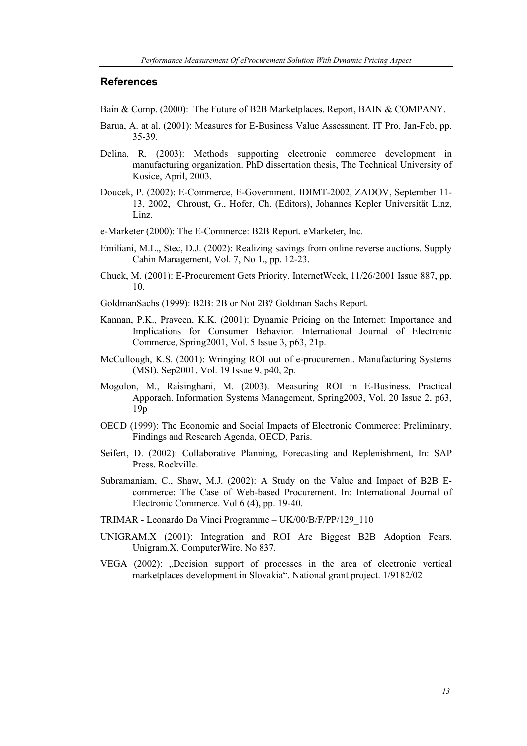## References

Bain & Comp. (2000): The Future of B2B Marketplaces. Report, BAIN & COMPANY.

Barua, A. at al. (2001): Measures for E-Business Value Assessment. IT Pro, Jan-Feb, pp. 35-39.

Delina, R. (2003): Methods supporting electronic commerce development in manufacturing organization. PhD dissertation thesis, The Technical University of Kosice, April, 2003.

Doucek, P. (2002): E-Commerce, E-Government. IDIMT-2002, ZADOV, September 11-13, 2002, Chroust, G., Hofer, Ch. (Editors), Johannes Kepler Universität Linz, Linz.

e-Marketer (2000): The E-Commerce: B2B Report. eMarketer, Inc.

Emiliani, M.L., Stec, D.J. (2002): Realizing savings from online reverse auctions. Supply Cahin Management, Vol. 7, No 1., pp. 12-23.

Chuck, M. (2001): E-Procurement Gets Priority. InternetWeek, 11/26/2001 Issue 887, pp. 10.

GoldmanSachs (1999): B2B: 2B or Not 2B? Goldman Sachs Report.

Kannan, P.K., Praveen, K.K. (2001): Dynamic Pricing on the Internet: Importance and Implications for Consumer Behavior. International Journal of Electronic Commerce, Spring2001, Vol. 5 Issue 3, p63, 21p.

McCullough, K.S. (2001): Wringing ROI out of e-procurement. Manufacturing Systems (MSI), Sep2001, Vol. 19 Issue 9, p40, 2p.

Mogolon, M., Raisinghani, M. (2003). Measuring ROI in E-Business. Practical Apporach. Information Systems Management, Spring2003, Vol. 20 Issue 2, p63, 19p

OECD (1999): The Economic and Social Impacts of Electronic Commerce: Preliminary, Findings and Research Agenda, OECD, Paris.

Seifert, D. (2002): Collaborative Planning, Forecasting and Replenishment, In: SAP Press. Rockville.

Subramaniam, C., Shaw, M.J. (2002): A Study on the Value and Impact of B2B E-commerce: The Case of Web-based Procurement. In: International Journal of Electronic Commerce. Vol 6 (4), pp. 19-40.

TRIMAR - Leonardo Da Vinci Programme – UK/00/B/F/PP/129_110

UNIGRAM.X (2001): Integration and ROI Are Biggest B2B Adoption Fears. Unigram.X, ComputerWire. No 837.

VEGA (2002): „Decision support of processes in the area of electronic vertical marketplaces development in Slovakia". National grant project. 1/9182/02